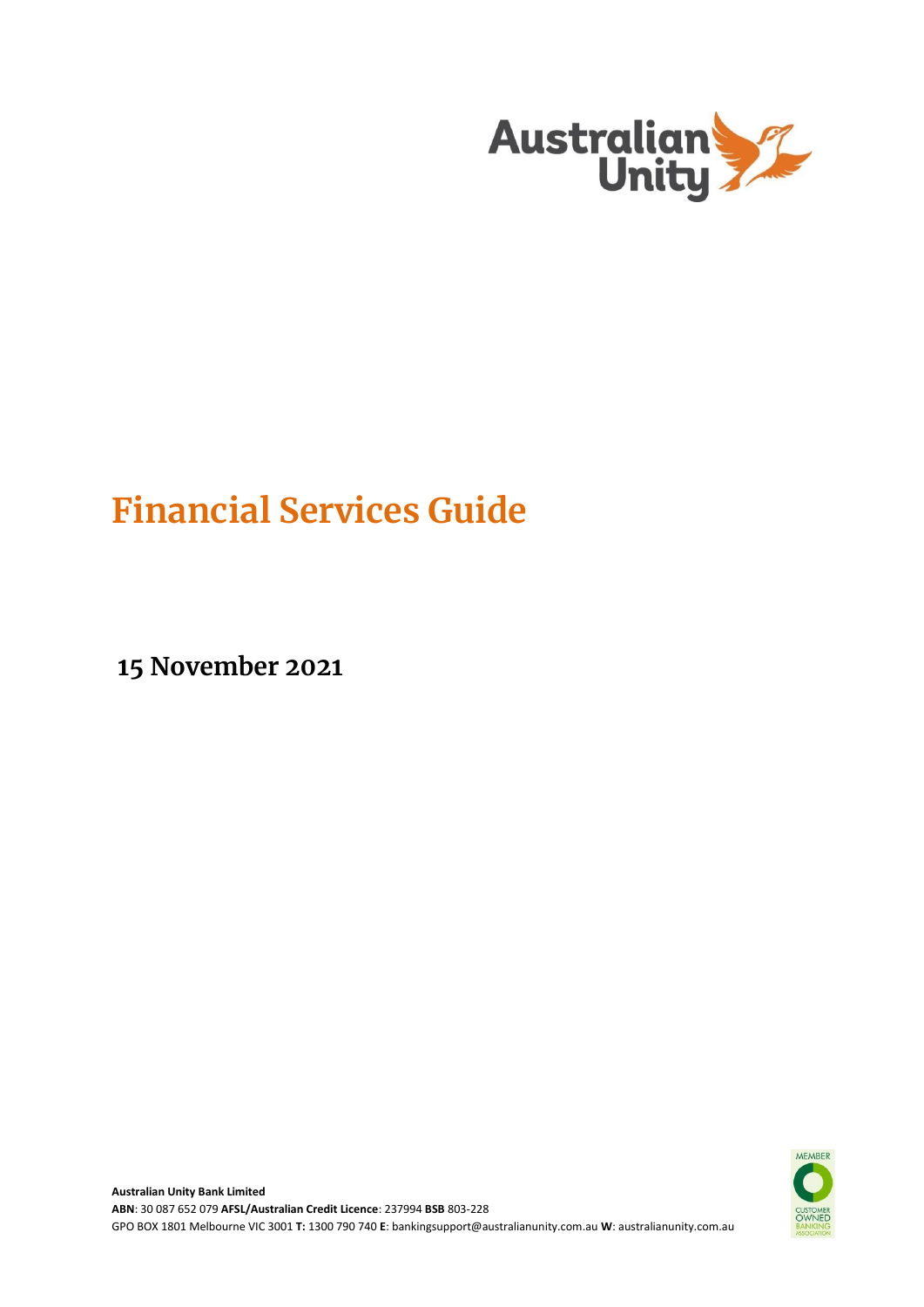# Financial Services Guide

**15 November 2021**

**Australian Unity Bank Limited**
**ABN**: 30 087 652 079 **AFSL/Australian Credit Licence**: 237994 **BSB** 803-228
GPO BOX 1801 Melbourne VIC 3001 **T:** 1300 790 740 **E**: bankingsupport@australianunity.com.au **W**: australianunity.com.au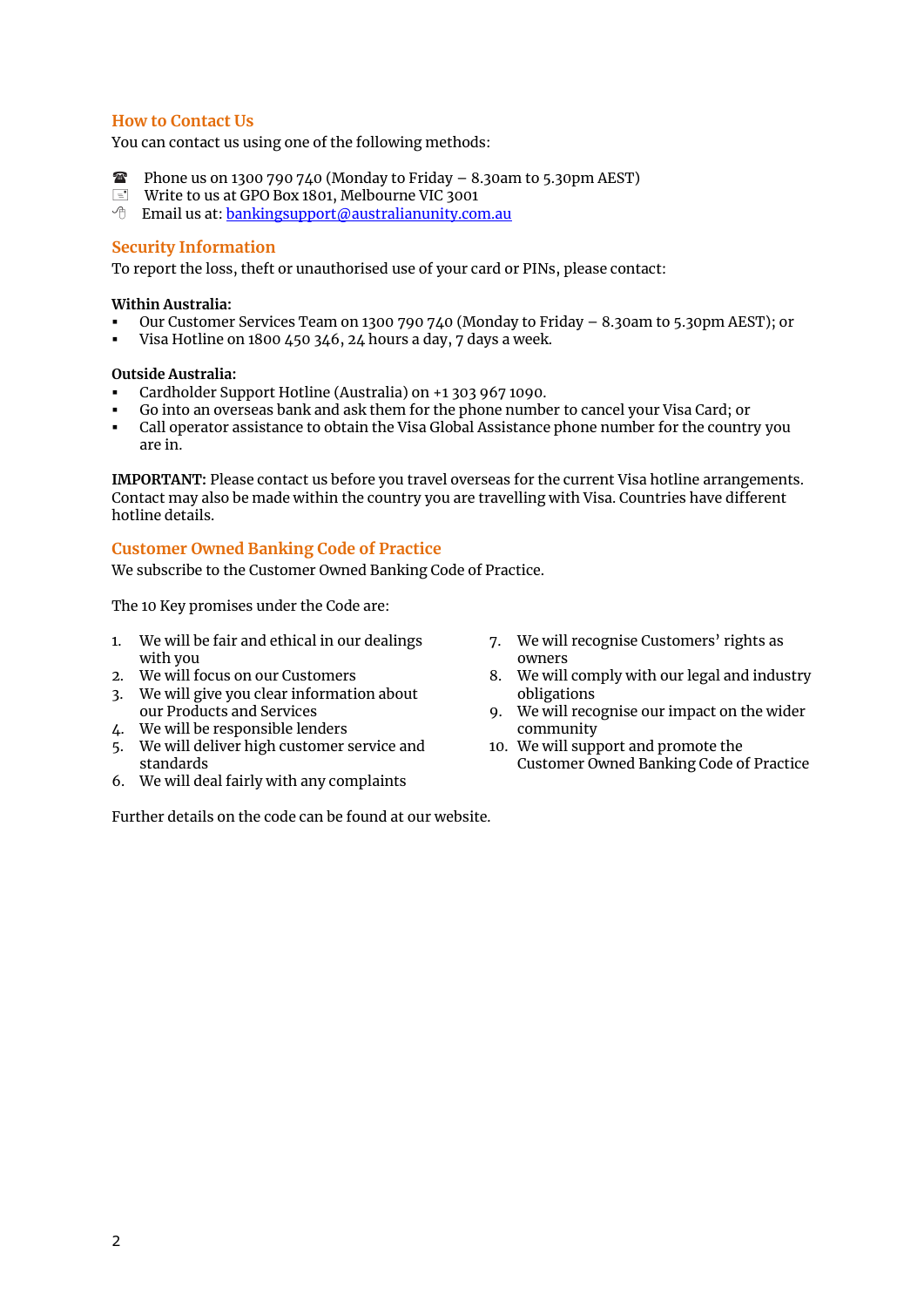## How to Contact Us

You can contact us using one of the following methods:

☎ Phone us on 1300 790 740 (Monday to Friday – 8.30am to 5.30pm AEST)
🖃 Write to us at GPO Box 1801, Melbourne VIC 3001
🖱 Email us at: bankingsupport@australianunity.com.au

## Security Information

To report the loss, theft or unauthorised use of your card or PINs, please contact:

**Within Australia:**

- Our Customer Services Team on 1300 790 740 (Monday to Friday – 8.30am to 5.30pm AEST); or
- Visa Hotline on 1800 450 346, 24 hours a day, 7 days a week.

**Outside Australia:**

- Cardholder Support Hotline (Australia) on +1 303 967 1090.
- Go into an overseas bank and ask them for the phone number to cancel your Visa Card; or
- Call operator assistance to obtain the Visa Global Assistance phone number for the country you are in.

**IMPORTANT:** Please contact us before you travel overseas for the current Visa hotline arrangements. Contact may also be made within the country you are travelling with Visa. Countries have different hotline details.

## Customer Owned Banking Code of Practice

We subscribe to the Customer Owned Banking Code of Practice.

The 10 Key promises under the Code are:

1. We will be fair and ethical in our dealings with you
2. We will focus on our Customers
3. We will give you clear information about our Products and Services
4. We will be responsible lenders
5. We will deliver high customer service and standards
6. We will deal fairly with any complaints
7. We will recognise Customers' rights as owners
8. We will comply with our legal and industry obligations
9. We will recognise our impact on the wider community
10. We will support and promote the Customer Owned Banking Code of Practice

Further details on the code can be found at our website.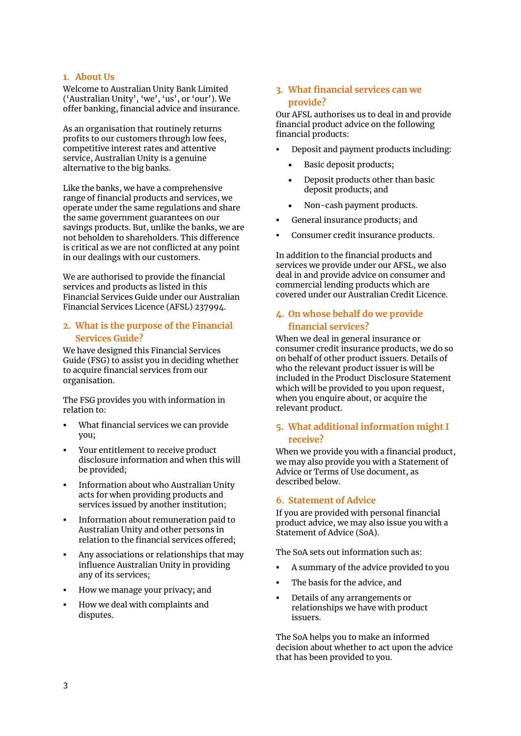## 1. About Us

Welcome to Australian Unity Bank Limited ('Australian Unity', 'we', 'us', or 'our'). We offer banking, financial advice and insurance.

As an organisation that routinely returns profits to our customers through low fees, competitive interest rates and attentive service, Australian Unity is a genuine alternative to the big banks.

Like the banks, we have a comprehensive range of financial products and services, we operate under the same regulations and share the same government guarantees on our savings products. But, unlike the banks, we are not beholden to shareholders. This difference is critical as we are not conflicted at any point in our dealings with our customers.

We are authorised to provide the financial services and products as listed in this Financial Services Guide under our Australian Financial Services Licence (AFSL) 237994.

## 2. What is the purpose of the Financial Services Guide?

We have designed this Financial Services Guide (FSG) to assist you in deciding whether to acquire financial services from our organisation.

The FSG provides you with information in relation to:

- What financial services we can provide you;
- Your entitlement to receive product disclosure information and when this will be provided;
- Information about who Australian Unity acts for when providing products and services issued by another institution;
- Information about remuneration paid to Australian Unity and other persons in relation to the financial services offered;
- Any associations or relationships that may influence Australian Unity in providing any of its services;
- How we manage your privacy; and
- How we deal with complaints and disputes.

## 3. What financial services can we provide?

Our AFSL authorises us to deal in and provide financial product advice on the following financial products:

- Deposit and payment products including:
  - Basic deposit products;
  - Deposit products other than basic deposit products; and
  - Non-cash payment products.
- General insurance products; and
- Consumer credit insurance products.

In addition to the financial products and services we provide under our AFSL, we also deal in and provide advice on consumer and commercial lending products which are covered under our Australian Credit Licence.

## 4. On whose behalf do we provide financial services?

When we deal in general insurance or consumer credit insurance products, we do so on behalf of other product issuers. Details of who the relevant product issuer is will be included in the Product Disclosure Statement which will be provided to you upon request, when you enquire about, or acquire the relevant product.

## 5. What additional information might I receive?

When we provide you with a financial product, we may also provide you with a Statement of Advice or Terms of Use document, as described below.

## 6. Statement of Advice

If you are provided with personal financial product advice, we may also issue you with a Statement of Advice (SoA).

The SoA sets out information such as:

- A summary of the advice provided to you
- The basis for the advice, and
- Details of any arrangements or relationships we have with product issuers.

The SoA helps you to make an informed decision about whether to act upon the advice that has been provided to you.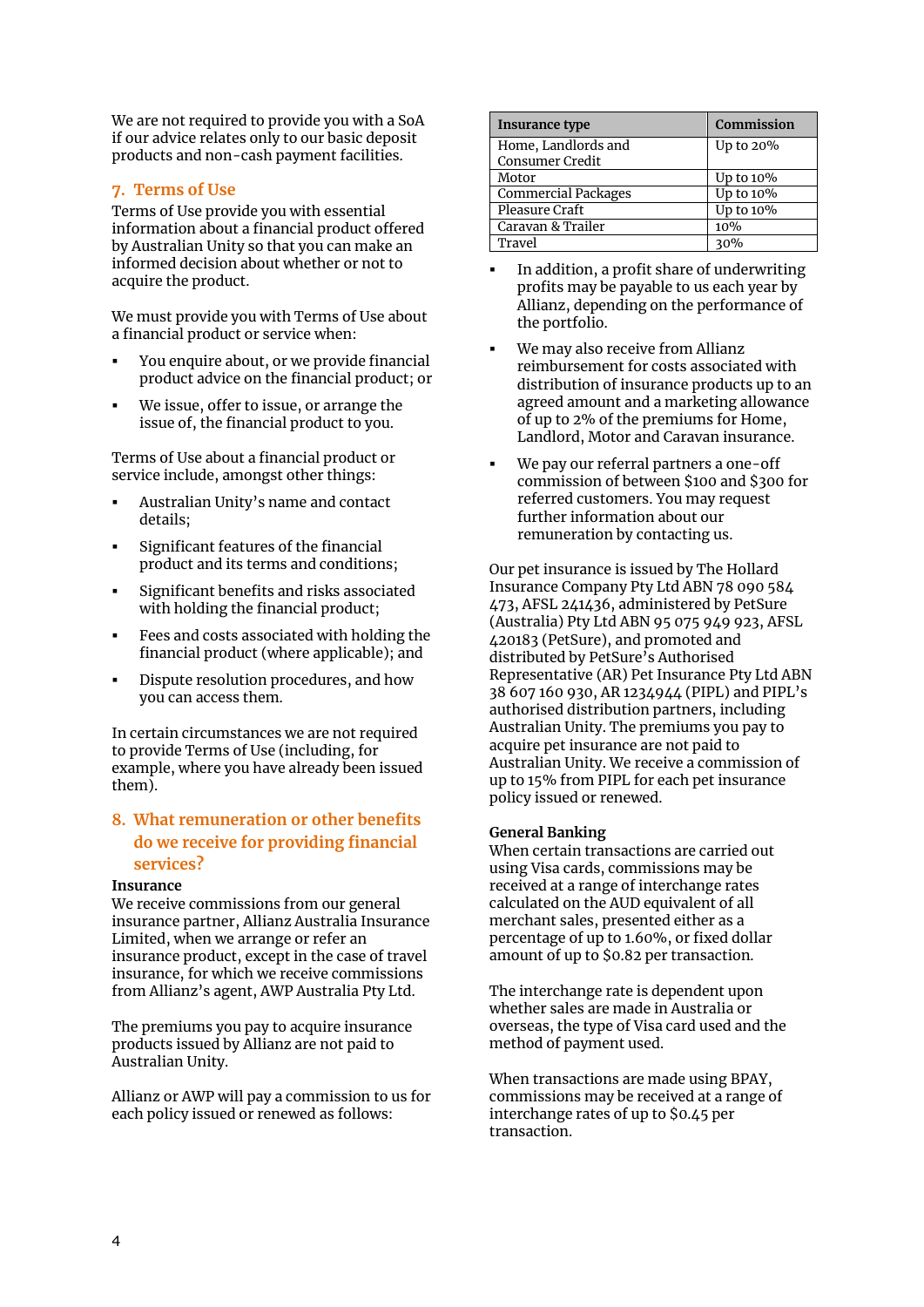We are not required to provide you with a SoA if our advice relates only to our basic deposit products and non-cash payment facilities.

## 7. Terms of Use

Terms of Use provide you with essential information about a financial product offered by Australian Unity so that you can make an informed decision about whether or not to acquire the product.

We must provide you with Terms of Use about a financial product or service when:

- You enquire about, or we provide financial product advice on the financial product; or
- We issue, offer to issue, or arrange the issue of, the financial product to you.

Terms of Use about a financial product or service include, amongst other things:

- Australian Unity's name and contact details;
- Significant features of the financial product and its terms and conditions;
- Significant benefits and risks associated with holding the financial product;
- Fees and costs associated with holding the financial product (where applicable); and
- Dispute resolution procedures, and how you can access them.

In certain circumstances we are not required to provide Terms of Use (including, for example, where you have already been issued them).

## 8. What remuneration or other benefits do we receive for providing financial services?

**Insurance**

We receive commissions from our general insurance partner, Allianz Australia Insurance Limited, when we arrange or refer an insurance product, except in the case of travel insurance, for which we receive commissions from Allianz's agent, AWP Australia Pty Ltd.

The premiums you pay to acquire insurance products issued by Allianz are not paid to Australian Unity.

Allianz or AWP will pay a commission to us for each policy issued or renewed as follows:

| Insurance type | Commission |
|---|---|
| Home, Landlords and Consumer Credit | Up to 20% |
| Motor | Up to 10% |
| Commercial Packages | Up to 10% |
| Pleasure Craft | Up to 10% |
| Caravan & Trailer | 10% |
| Travel | 30% |

- In addition, a profit share of underwriting profits may be payable to us each year by Allianz, depending on the performance of the portfolio.
- We may also receive from Allianz reimbursement for costs associated with distribution of insurance products up to an agreed amount and a marketing allowance of up to 2% of the premiums for Home, Landlord, Motor and Caravan insurance.
- We pay our referral partners a one-off commission of between $100 and $300 for referred customers. You may request further information about our remuneration by contacting us.

Our pet insurance is issued by The Hollard Insurance Company Pty Ltd ABN 78 090 584 473, AFSL 241436, administered by PetSure (Australia) Pty Ltd ABN 95 075 949 923, AFSL 420183 (PetSure), and promoted and distributed by PetSure's Authorised Representative (AR) Pet Insurance Pty Ltd ABN 38 607 160 930, AR 1234944 (PIPL) and PIPL's authorised distribution partners, including Australian Unity. The premiums you pay to acquire pet insurance are not paid to Australian Unity. We receive a commission of up to 15% from PIPL for each pet insurance policy issued or renewed.

**General Banking**

When certain transactions are carried out using Visa cards, commissions may be received at a range of interchange rates calculated on the AUD equivalent of all merchant sales, presented either as a percentage of up to 1.60%, or fixed dollar amount of up to $0.82 per transaction.

The interchange rate is dependent upon whether sales are made in Australia or overseas, the type of Visa card used and the method of payment used.

When transactions are made using BPAY, commissions may be received at a range of interchange rates of up to $0.45 per transaction.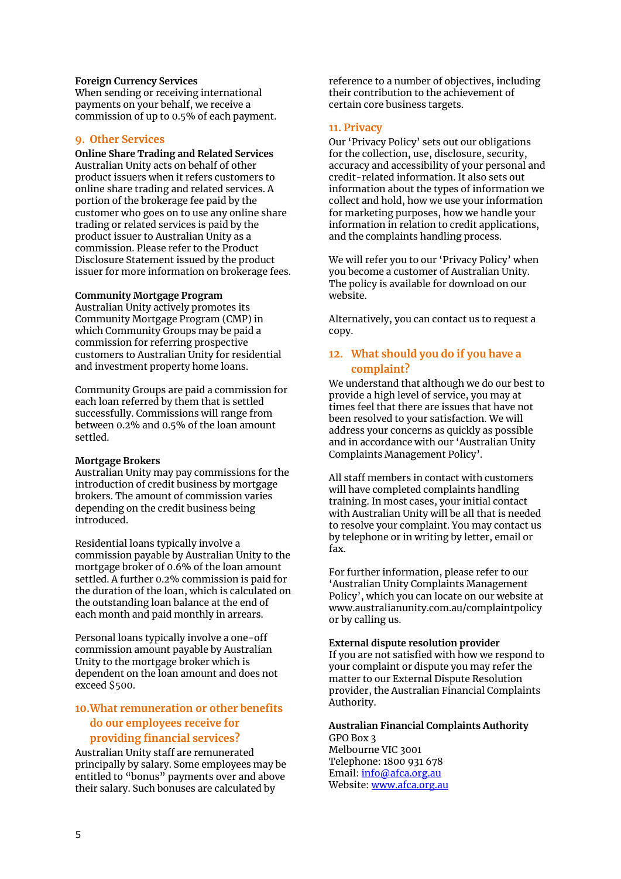**Foreign Currency Services**
When sending or receiving international payments on your behalf, we receive a commission of up to 0.5% of each payment.

## 9. Other Services

**Online Share Trading and Related Services**
Australian Unity acts on behalf of other product issuers when it refers customers to online share trading and related services. A portion of the brokerage fee paid by the customer who goes on to use any online share trading or related services is paid by the product issuer to Australian Unity as a commission. Please refer to the Product Disclosure Statement issued by the product issuer for more information on brokerage fees.

**Community Mortgage Program**
Australian Unity actively promotes its Community Mortgage Program (CMP) in which Community Groups may be paid a commission for referring prospective customers to Australian Unity for residential and investment property home loans.

Community Groups are paid a commission for each loan referred by them that is settled successfully. Commissions will range from between 0.2% and 0.5% of the loan amount settled.

**Mortgage Brokers**
Australian Unity may pay commissions for the introduction of credit business by mortgage brokers. The amount of commission varies depending on the credit business being introduced.

Residential loans typically involve a commission payable by Australian Unity to the mortgage broker of 0.6% of the loan amount settled. A further 0.2% commission is paid for the duration of the loan, which is calculated on the outstanding loan balance at the end of each month and paid monthly in arrears.

Personal loans typically involve a one-off commission amount payable by Australian Unity to the mortgage broker which is dependent on the loan amount and does not exceed $500.

## 10. What remuneration or other benefits do our employees receive for providing financial services?

Australian Unity staff are remunerated principally by salary. Some employees may be entitled to "bonus" payments over and above their salary. Such bonuses are calculated by reference to a number of objectives, including their contribution to the achievement of certain core business targets.

## 11. Privacy

Our 'Privacy Policy' sets out our obligations for the collection, use, disclosure, security, accuracy and accessibility of your personal and credit-related information. It also sets out information about the types of information we collect and hold, how we use your information for marketing purposes, how we handle your information in relation to credit applications, and the complaints handling process.

We will refer you to our 'Privacy Policy' when you become a customer of Australian Unity. The policy is available for download on our website.

Alternatively, you can contact us to request a copy.

## 12. What should you do if you have a complaint?

We understand that although we do our best to provide a high level of service, you may at times feel that there are issues that have not been resolved to your satisfaction. We will address your concerns as quickly as possible and in accordance with our 'Australian Unity Complaints Management Policy'.

All staff members in contact with customers will have completed complaints handling training. In most cases, your initial contact with Australian Unity will be all that is needed to resolve your complaint. You may contact us by telephone or in writing by letter, email or fax.

For further information, please refer to our 'Australian Unity Complaints Management Policy', which you can locate on our website at www.australianunity.com.au/complaintpolicy or by calling us.

**External dispute resolution provider**
If you are not satisfied with how we respond to your complaint or dispute you may refer the matter to our External Dispute Resolution provider, the Australian Financial Complaints Authority.

**Australian Financial Complaints Authority**
GPO Box 3
Melbourne VIC 3001
Telephone: 1800 931 678
Email: info@afca.org.au
Website: www.afca.org.au